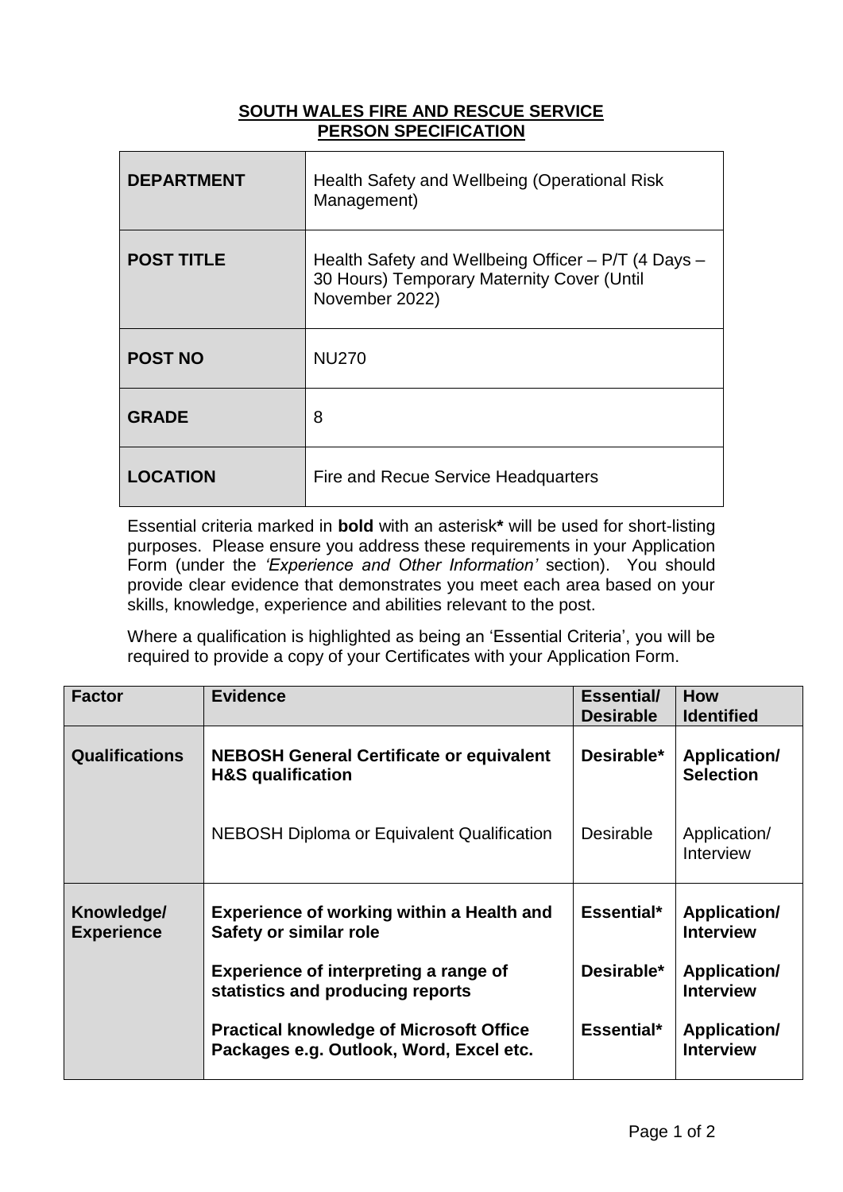# SOUTH WALES FIRE AND RESCUE SERVICE
## PERSON SPECIFICATION

| | |
|---|---|
| **DEPARTMENT** | Health Safety and Wellbeing (Operational Risk Management) |
| **POST TITLE** | Health Safety and Wellbeing Officer – P/T (4 Days – 30 Hours) Temporary Maternity Cover (Until November 2022) |
| **POST NO** | NU270 |
| **GRADE** | 8 |
| **LOCATION** | Fire and Recue Service Headquarters |

Essential criteria marked in **bold** with an asterisk**\*** will be used for short-listing purposes. Please ensure you address these requirements in your Application Form (under the *'Experience and Other Information'* section). You should provide clear evidence that demonstrates you meet each area based on your skills, knowledge, experience and abilities relevant to the post.

Where a qualification is highlighted as being an 'Essential Criteria', you will be required to provide a copy of your Certificates with your Application Form.

| Factor | Evidence | Essential/ Desirable | How Identified |
|---|---|---|---|
| **Qualifications** | **NEBOSH General Certificate or equivalent H&S qualification** | **Desirable\*** | **Application/ Selection** |
| | NEBOSH Diploma or Equivalent Qualification | Desirable | Application/ Interview |
| **Knowledge/ Experience** | **Experience of working within a Health and Safety or similar role** | **Essential\*** | **Application/ Interview** |
| | **Experience of interpreting a range of statistics and producing reports** | **Desirable\*** | **Application/ Interview** |
| | **Practical knowledge of Microsoft Office Packages e.g. Outlook, Word, Excel etc.** | **Essential\*** | **Application/ Interview** |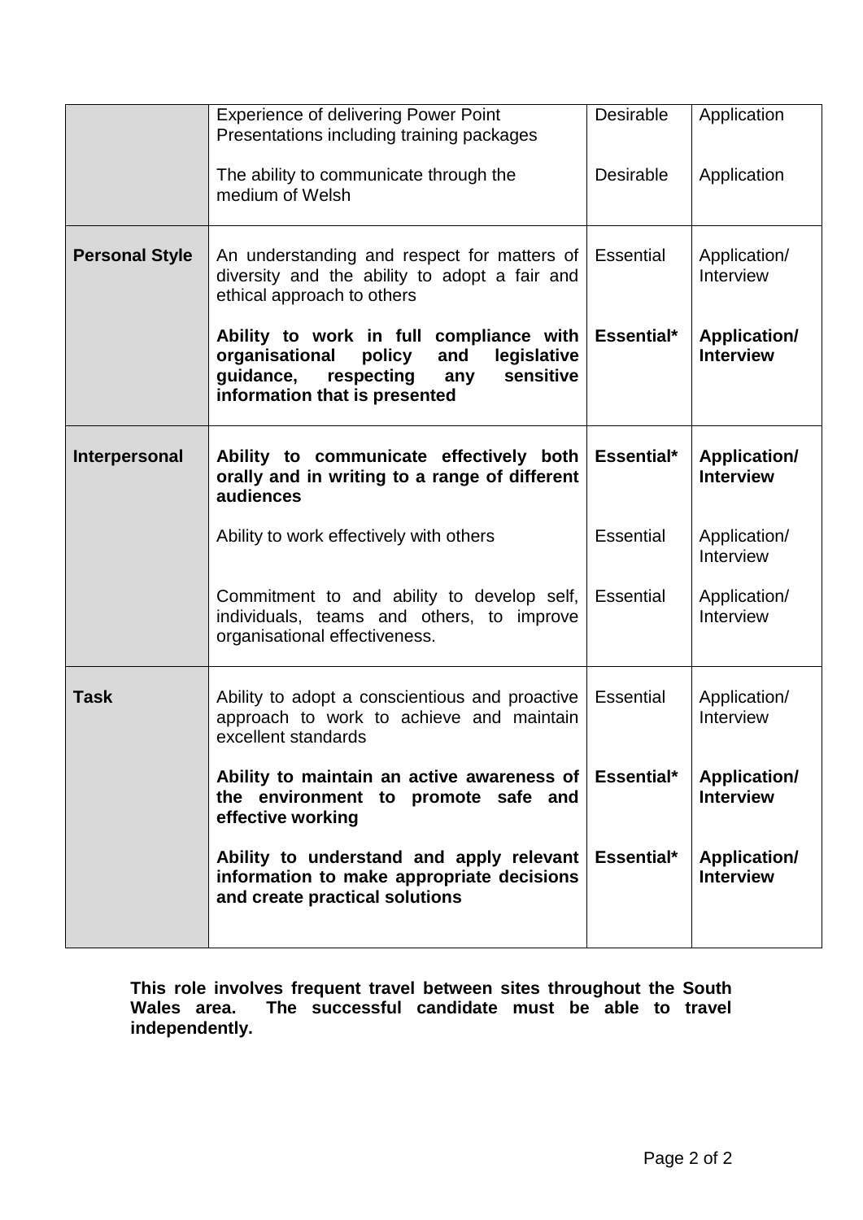| | | | |
|---|---|---|---|
| | Experience of delivering Power Point Presentations including training packages | Desirable | Application |
| | The ability to communicate through the medium of Welsh | Desirable | Application |
| **Personal Style** | An understanding and respect for matters of diversity and the ability to adopt a fair and ethical approach to others | Essential | Application/ Interview |
| | **Ability to work in full compliance with organisational policy and legislative guidance, respecting any sensitive information that is presented** | **Essential*** | **Application/ Interview** |
| **Interpersonal** | **Ability to communicate effectively both orally and in writing to a range of different audiences** | **Essential*** | **Application/ Interview** |
| | Ability to work effectively with others | Essential | Application/ Interview |
| | Commitment to and ability to develop self, individuals, teams and others, to improve organisational effectiveness. | Essential | Application/ Interview |
| **Task** | Ability to adopt a conscientious and proactive approach to work to achieve and maintain excellent standards | Essential | Application/ Interview |
| | **Ability to maintain an active awareness of the environment to promote safe and effective working** | **Essential*** | **Application/ Interview** |
| | **Ability to understand and apply relevant information to make appropriate decisions and create practical solutions** | **Essential*** | **Application/ Interview** |

**This role involves frequent travel between sites throughout the South Wales area. The successful candidate must be able to travel independently.**